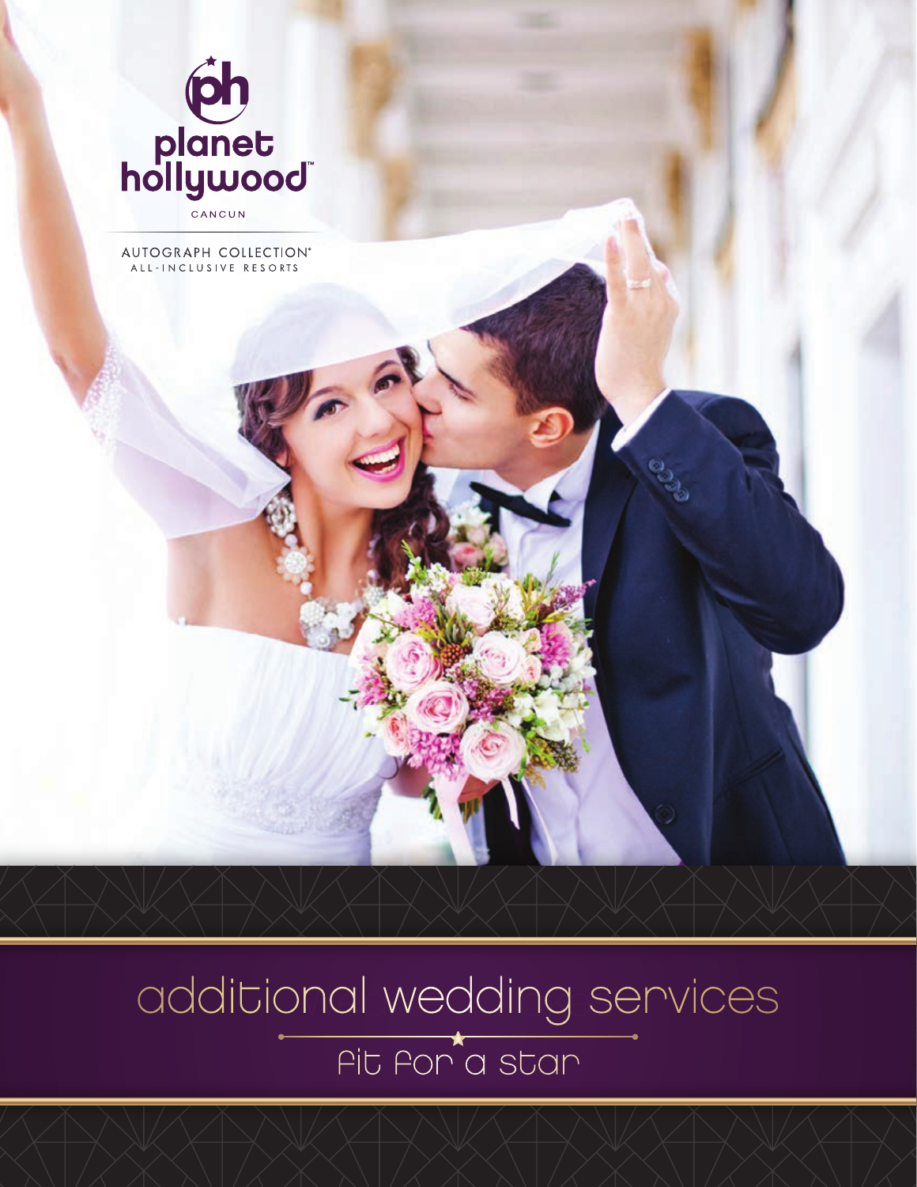planet hollywood

CANCUN

AUTOGRAPH COLLECTION®
ALL-INCLUSIVE RESORTS

# additional wedding services

## fit for a star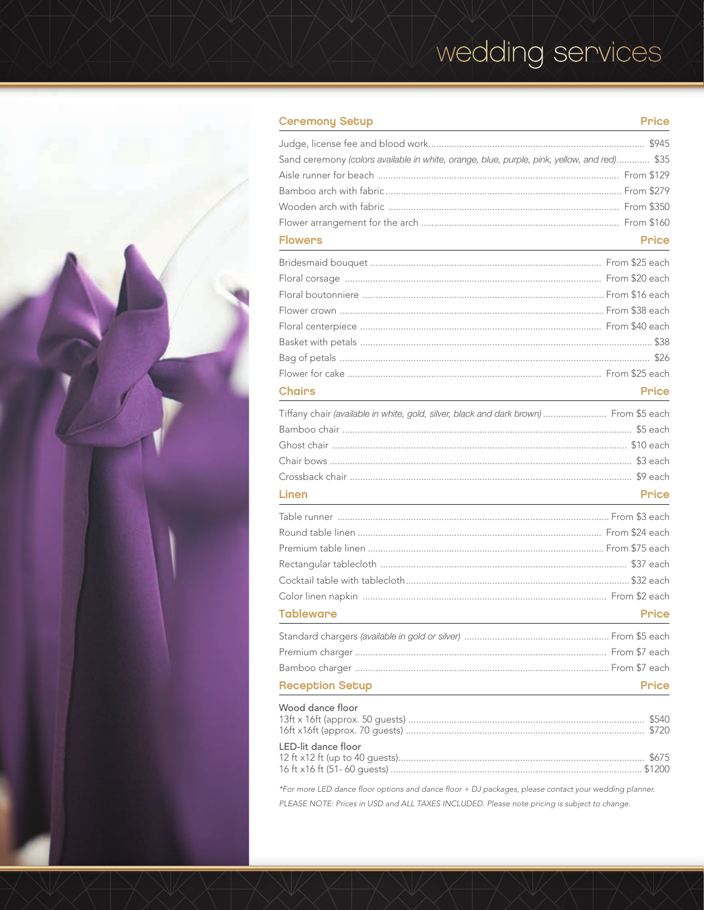# wedding services

| Ceremony Setup | Price |
| --- | --- |
| Judge, license fee and blood work | $945 |
| Sand ceremony *(colors available in white, orange, blue, purple, pink, yellow, and red)* | $35 |
| Aisle runner for beach | From $129 |
| Bamboo arch with fabric | From $279 |
| Wooden arch with fabric | From $350 |
| Flower arrangement for the arch | From $160 |

| Flowers | Price |
| --- | --- |
| Bridesmaid bouquet | From $25 each |
| Floral corsage | From $20 each |
| Floral boutonniere | From $16 each |
| Flower crown | From $38 each |
| Floral centerpiece | From $40 each |
| Basket with petals | $38 |
| Bag of petals | $26 |
| Flower for cake | From $25 each |

| Chairs | Price |
| --- | --- |
| Tiffany chair *(available in white, gold, silver, black and dark brown)* | From $5 each |
| Bamboo chair | $5 each |
| Ghost chair | $10 each |
| Chair bows | $3 each |
| Crossback chair | $9 each |

| Linen | Price |
| --- | --- |
| Table runner | From $3 each |
| Round table linen | From $24 each |
| Premium table linen | From $75 each |
| Rectangular tablecloth | $37 each |
| Cocktail table with tablecloth | $32 each |
| Color linen napkin | From $2 each |

| Tableware | Price |
| --- | --- |
| Standard chargers *(available in gold or silver)* | From $5 each |
| Premium charger | From $7 each |
| Bamboo charger | From $7 each |

| Reception Setup | Price |
| --- | --- |
| **Wood dance floor** | |
| 13ft x 16ft (approx. 50 guests) | $540 |
| 16ft x16ft (approx. 70 guests) | $720 |
| **LED-lit dance floor** | |
| 12 ft x12 ft (up to 40 guests) | $675 |
| 16 ft x16 ft (51- 60 guests) | $1200 |

*\*For more LED dance floor options and dance floor + DJ packages, please contact your wedding planner.*

*PLEASE NOTE: Prices in USD and ALL TAXES INCLUDED. Please note pricing is subject to change.*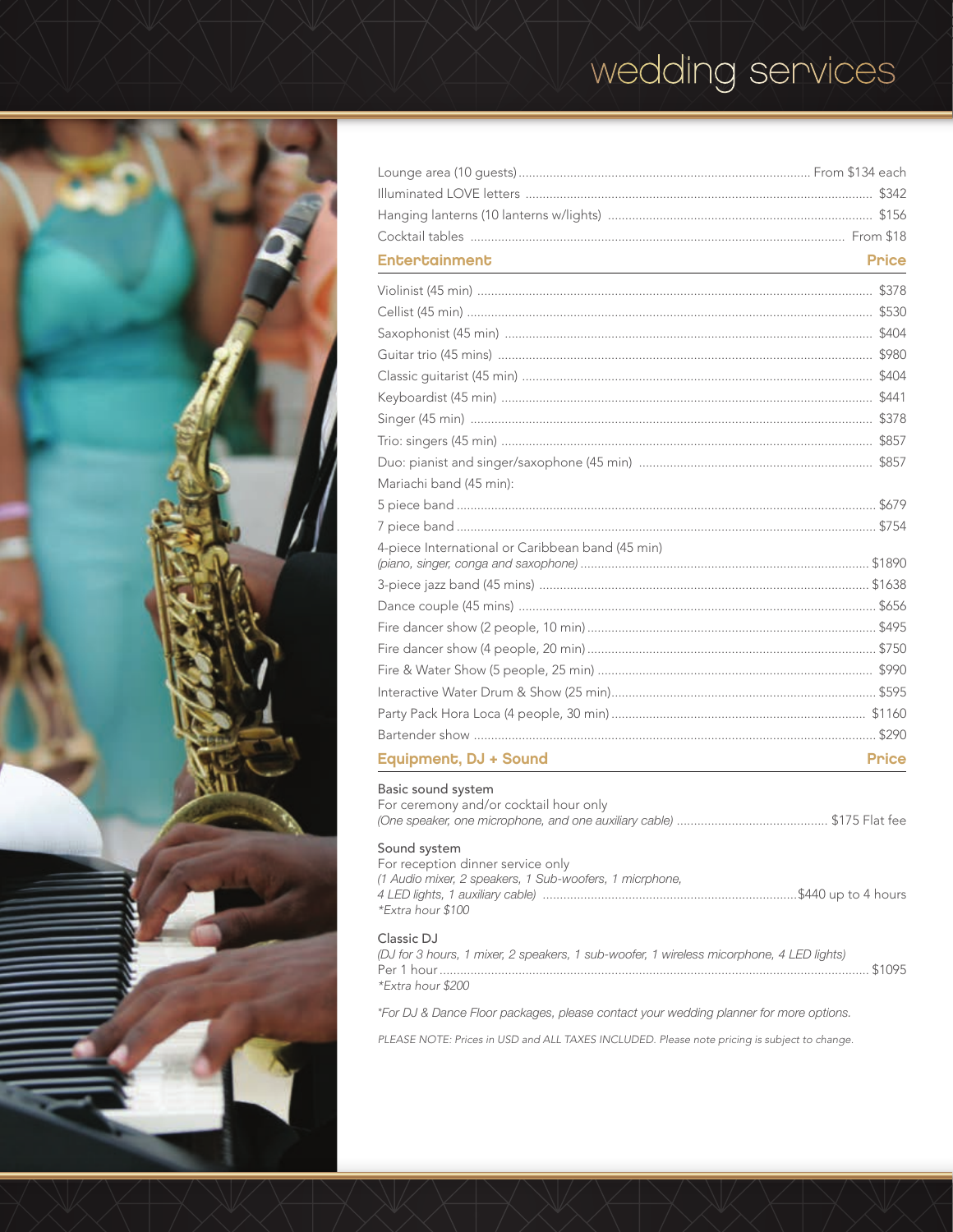# wedding services

| | |
|---|---|
| Lounge area (10 guests) | From $134 each |
| Illuminated LOVE letters | $342 |
| Hanging lanterns (10 lanterns w/lights) | $156 |
| Cocktail tables | From $18 |

| Entertainment | Price |
|---|---|
| Violinist (45 min) | $378 |
| Cellist (45 min) | $530 |
| Saxophonist (45 min) | $404 |
| Guitar trio (45 mins) | $980 |
| Classic guitarist (45 min) | $404 |
| Keyboardist (45 min) | $441 |
| Singer (45 min) | $378 |
| Trio: singers (45 min) | $857 |
| Duo: pianist and singer/saxophone (45 min) | $857 |
| Mariachi band (45 min): | |
| 5 piece band | $679 |
| 7 piece band | $754 |
| 4-piece International or Caribbean band (45 min) *(piano, singer, conga and saxophone)* | $1890 |
| 3-piece jazz band (45 mins) | $1638 |
| Dance couple (45 mins) | $656 |
| Fire dancer show (2 people, 10 min) | $495 |
| Fire dancer show (4 people, 20 min) | $750 |
| Fire & Water Show (5 people, 25 min) | $990 |
| Interactive Water Drum & Show (25 min) | $595 |
| Party Pack Hora Loca (4 people, 30 min) | $1160 |
| Bartender show | $290 |

| Equipment, DJ + Sound | Price |
|---|---|
| **Basic sound system**<br>For ceremony and/or cocktail hour only<br>*(One speaker, one microphone, and one auxiliary cable)* | $175 Flat fee |
| **Sound system**<br>For reception dinner service only<br>*(1 Audio mixer, 2 speakers, 1 Sub-woofers, 1 micrphone, 4 LED lights, 1 auxiliary cable)*<br>*\*Extra hour $100* | $440 up to 4 hours |
| **Classic DJ**<br>*(DJ for 3 hours, 1 mixer, 2 speakers, 1 sub-woofer, 1 wireless micorphone, 4 LED lights)*<br>Per 1 hour<br>*\*Extra hour $200* | $1095 |

*\*For DJ & Dance Floor packages, please contact your wedding planner for more options.*

*PLEASE NOTE: Prices in USD and ALL TAXES INCLUDED. Please note pricing is subject to change.*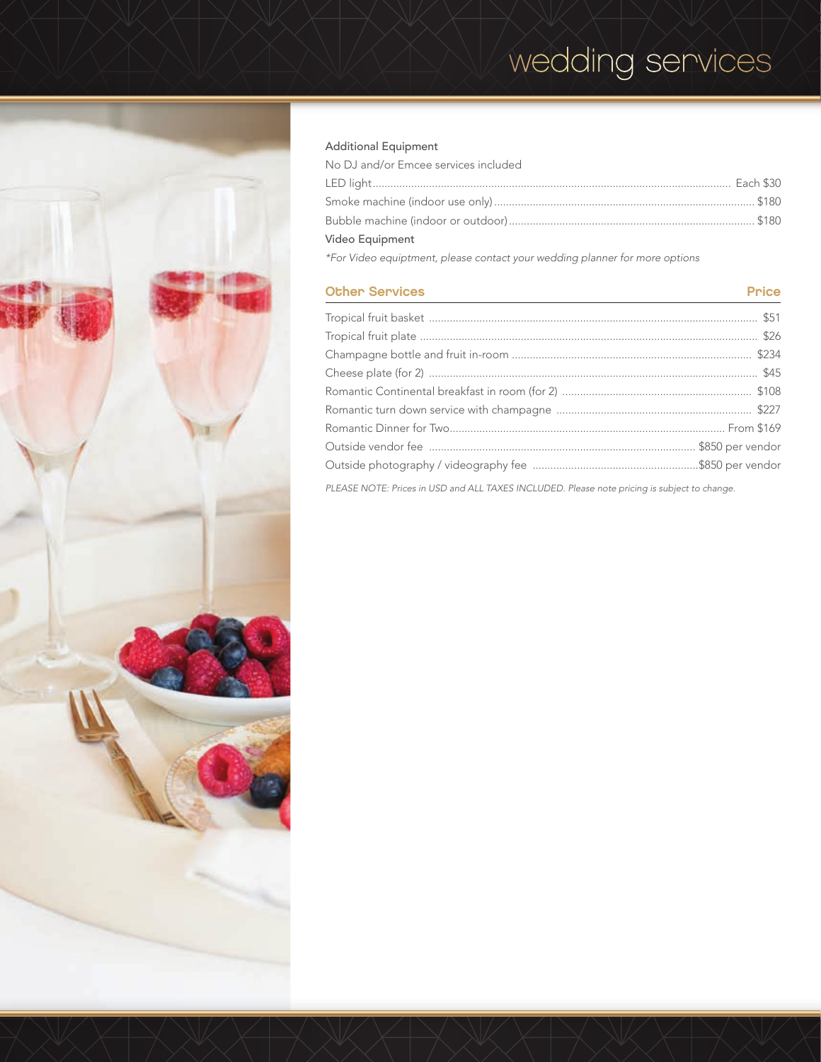# wedding services

### Additional Equipment

No DJ and/or Emcee services included

| | |
|---|---|
| LED light | Each $30 |
| Smoke machine (indoor use only) | $180 |
| Bubble machine (indoor or outdoor) | $180 |

### Video Equipment

*\*For Video equiptment, please contact your wedding planner for more options*

| Other Services | Price |
|---|---|
| Tropical fruit basket | $51 |
| Tropical fruit plate | $26 |
| Champagne bottle and fruit in-room | $234 |
| Cheese plate (for 2) | $45 |
| Romantic Continental breakfast in room (for 2) | $108 |
| Romantic turn down service with champagne | $227 |
| Romantic Dinner for Two | From $169 |
| Outside vendor fee | $850 per vendor |
| Outside photography / videography fee | $850 per vendor |

*PLEASE NOTE: Prices in USD and ALL TAXES INCLUDED. Please note pricing is subject to change.*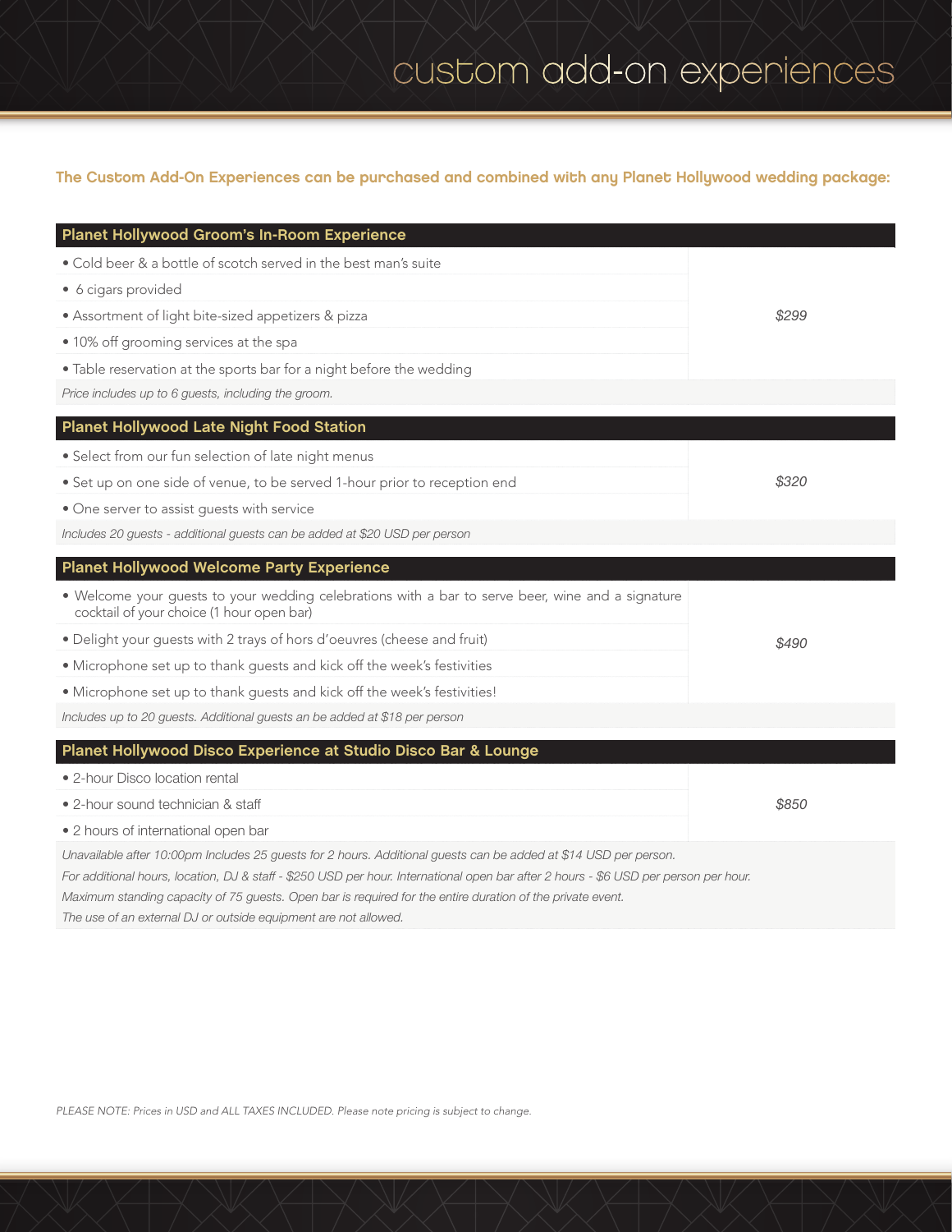# custom add-on experiences

**The Custom Add-On Experiences can be purchased and combined with any Planet Hollywood wedding package:**

| Planet Hollywood Groom's In-Room Experience | |
|---|---|
| • Cold beer & a bottle of scotch served in the best man's suite<br>• 6 cigars provided<br>• Assortment of light bite-sized appetizers & pizza<br>• 10% off grooming services at the spa<br>• Table reservation at the sports bar for a night before the wedding | *$299* |
| *Price includes up to 6 guests, including the groom.* | |

| Planet Hollywood Late Night Food Station | |
|---|---|
| • Select from our fun selection of late night menus<br>• Set up on one side of venue, to be served 1-hour prior to reception end<br>• One server to assist guests with service | *$320* |
| *Includes 20 guests - additional guests can be added at $20 USD per person* | |

| Planet Hollywood Welcome Party Experience | |
|---|---|
| • Welcome your guests to your wedding celebrations with a bar to serve beer, wine and a signature cocktail of your choice (1 hour open bar)<br>• Delight your guests with 2 trays of hors d'oeuvres (cheese and fruit)<br>• Microphone set up to thank guests and kick off the week's festivities<br>• Microphone set up to thank guests and kick off the week's festivities! | *$490* |
| *Includes up to 20 guests. Additional guests an be added at $18 per person* | |

| Planet Hollywood Disco Experience at Studio Disco Bar & Lounge | |
|---|---|
| • 2-hour Disco location rental<br>• 2-hour sound technician & staff<br>• 2 hours of international open bar | *$850* |
| *Unavailable after 10:00pm Includes 25 guests for 2 hours. Additional guests can be added at $14 USD per person.*<br>*For additional hours, location, DJ & staff - $250 USD per hour. International open bar after 2 hours - $6 USD per person per hour.*<br>*Maximum standing capacity of 75 guests. Open bar is required for the entire duration of the private event.*<br>*The use of an external DJ or outside equipment are not allowed.* | |

*PLEASE NOTE: Prices in USD and ALL TAXES INCLUDED. Please note pricing is subject to change.*